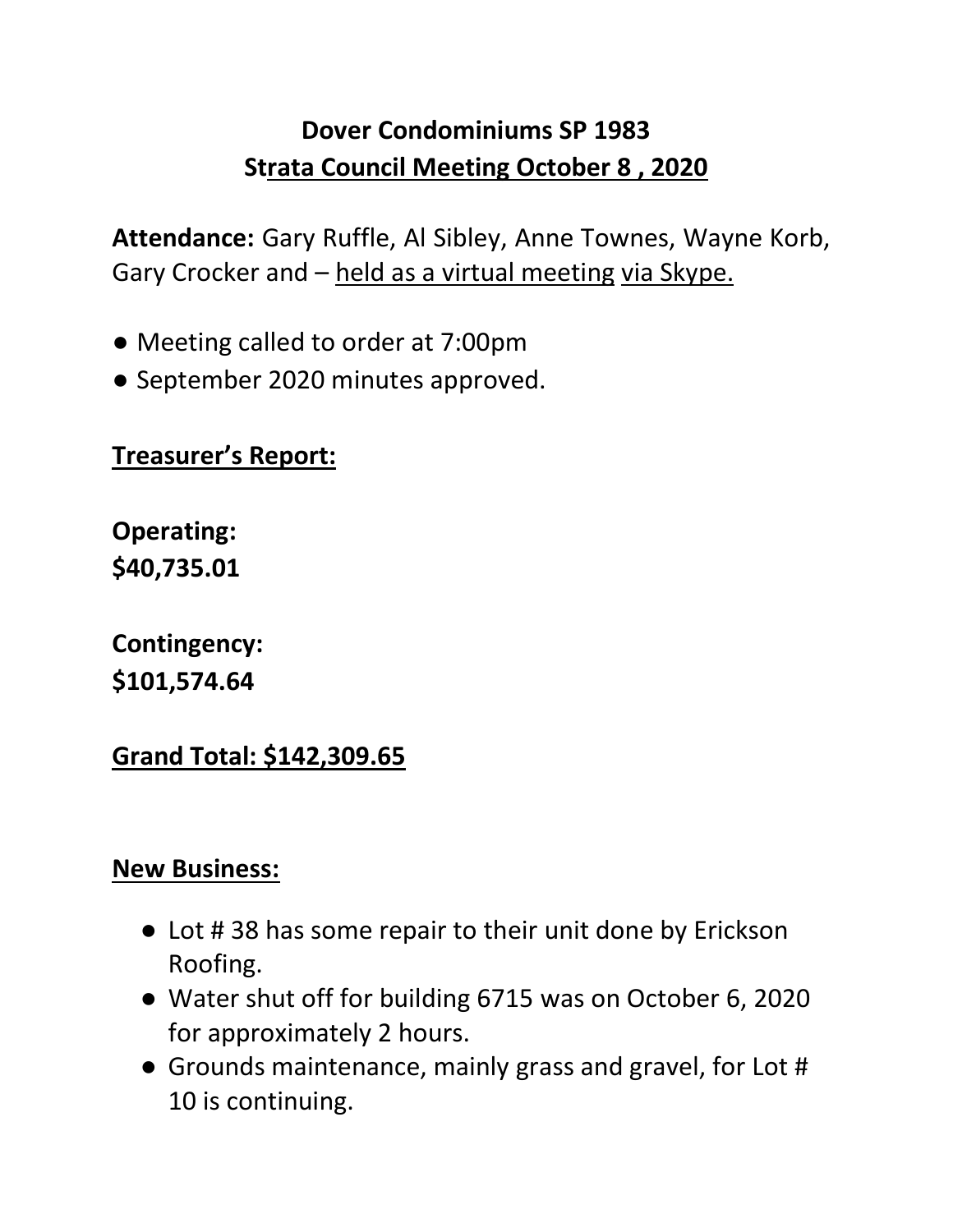# Dover Condominiums SP 1983
## Strata Council Meeting October 8 , 2020

**Attendance:** Gary Ruffle, Al Sibley, Anne Townes, Wayne Korb, Gary Crocker and – held as a virtual meeting via Skype.

- Meeting called to order at 7:00pm
- September 2020 minutes approved.

**Treasurer's Report:**

**Operating:**
**$40,735.01**

**Contingency:**
**$101,574.64**

**Grand Total: $142,309.65**

**New Business:**

- Lot # 38 has some repair to their unit done by Erickson Roofing.
- Water shut off for building 6715 was on October 6, 2020 for approximately 2 hours.
- Grounds maintenance, mainly grass and gravel, for Lot # 10 is continuing.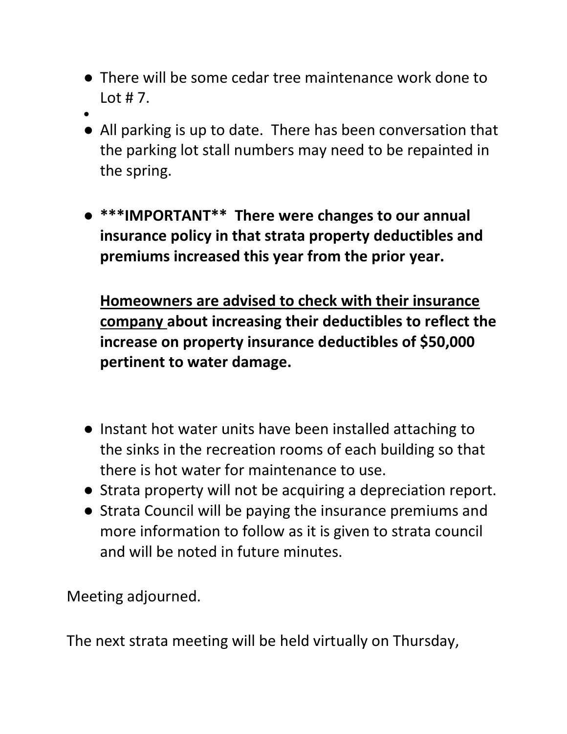- There will be some cedar tree maintenance work done to Lot # 7.
- 
- All parking is up to date.  There has been conversation that the parking lot stall numbers may need to be repainted in the spring.

- **\*\*\*IMPORTANT\*\*  There were changes to our annual insurance policy in that strata property deductibles and premiums increased this year from the prior year.**

  **<u>Homeowners are advised to check with their insurance company</u> about increasing their deductibles to reflect the increase on property insurance deductibles of $50,000 pertinent to water damage.**

- Instant hot water units have been installed attaching to the sinks in the recreation rooms of each building so that there is hot water for maintenance to use.
- Strata property will not be acquiring a depreciation report.
- Strata Council will be paying the insurance premiums and more information to follow as it is given to strata council and will be noted in future minutes.

Meeting adjourned.

The next strata meeting will be held virtually on Thursday,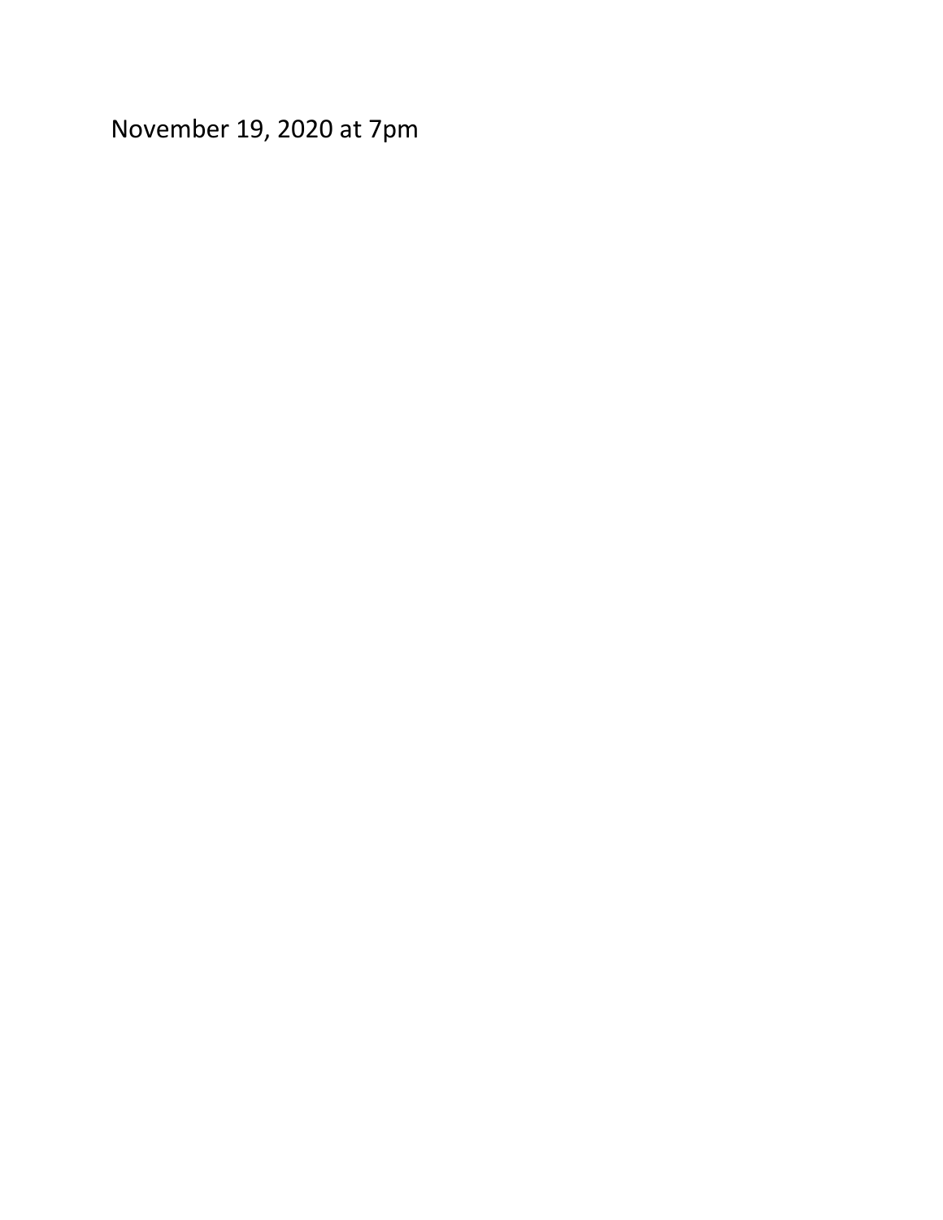November 19, 2020 at 7pm